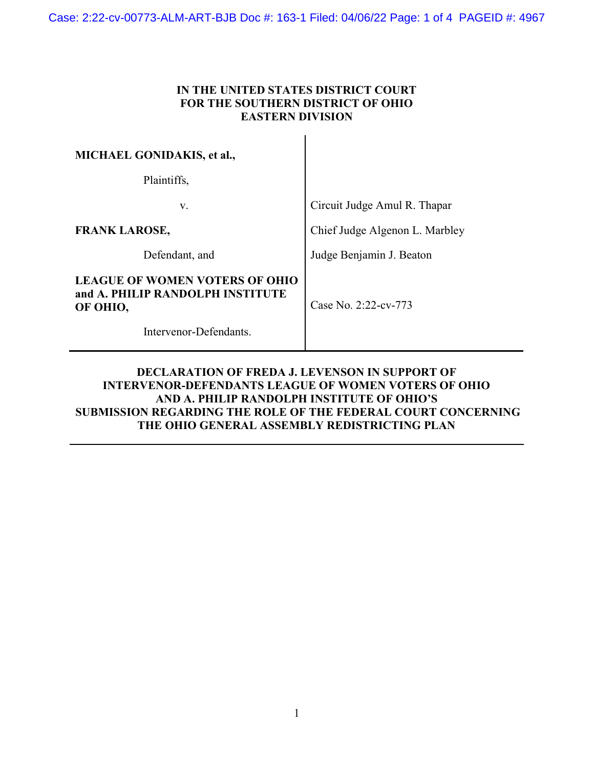**IN THE UNITED STATES DISTRICT COURT**
**FOR THE SOUTHERN DISTRICT OF OHIO**
**EASTERN DIVISION**

| | |
|---|---|
| **MICHAEL GONIDAKIS, et al.,** | |
| Plaintiffs, | |
| v. | Circuit Judge Amul R. Thapar |
| **FRANK LAROSE,** | Chief Judge Algenon L. Marbley |
| Defendant, and | Judge Benjamin J. Beaton |
| **LEAGUE OF WOMEN VOTERS OF OHIO and A. PHILIP RANDOLPH INSTITUTE OF OHIO,** | Case No. 2:22-cv-773 |
| Intervenor-Defendants. | |

**DECLARATION OF FREDA J. LEVENSON IN SUPPORT OF INTERVENOR-DEFENDANTS LEAGUE OF WOMEN VOTERS OF OHIO AND A. PHILIP RANDOLPH INSTITUTE OF OHIO'S SUBMISSION REGARDING THE ROLE OF THE FEDERAL COURT CONCERNING THE OHIO GENERAL ASSEMBLY REDISTRICTING PLAN**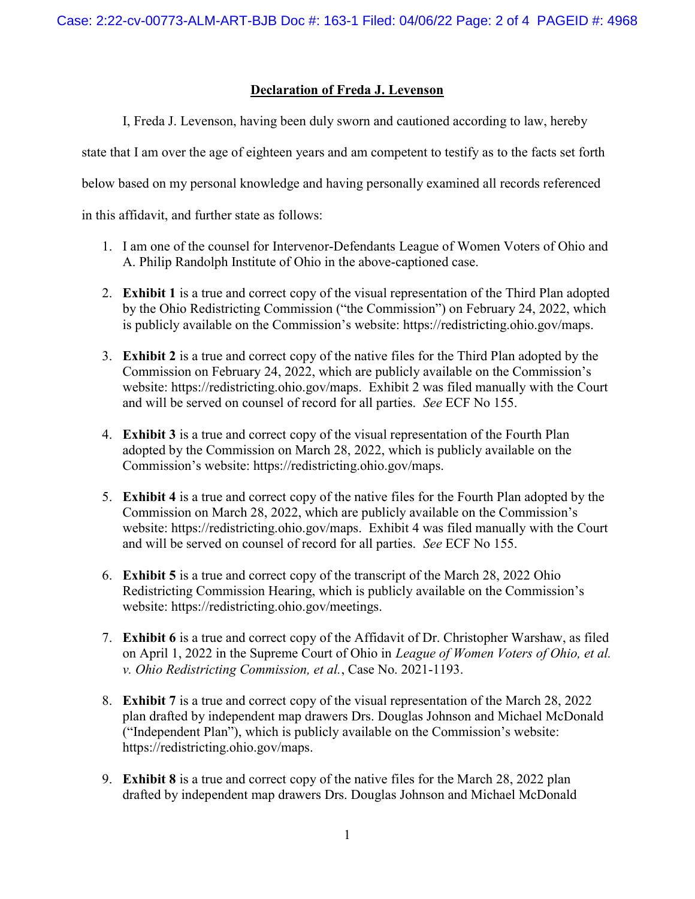## Declaration of Freda J. Levenson

I, Freda J. Levenson, having been duly sworn and cautioned according to law, hereby state that I am over the age of eighteen years and am competent to testify as to the facts set forth below based on my personal knowledge and having personally examined all records referenced in this affidavit, and further state as follows:

1. I am one of the counsel for Intervenor-Defendants League of Women Voters of Ohio and A. Philip Randolph Institute of Ohio in the above-captioned case.

2. **Exhibit 1** is a true and correct copy of the visual representation of the Third Plan adopted by the Ohio Redistricting Commission ("the Commission") on February 24, 2022, which is publicly available on the Commission's website: https://redistricting.ohio.gov/maps.

3. **Exhibit 2** is a true and correct copy of the native files for the Third Plan adopted by the Commission on February 24, 2022, which are publicly available on the Commission's website: https://redistricting.ohio.gov/maps. Exhibit 2 was filed manually with the Court and will be served on counsel of record for all parties. *See* ECF No 155.

4. **Exhibit 3** is a true and correct copy of the visual representation of the Fourth Plan adopted by the Commission on March 28, 2022, which is publicly available on the Commission's website: https://redistricting.ohio.gov/maps.

5. **Exhibit 4** is a true and correct copy of the native files for the Fourth Plan adopted by the Commission on March 28, 2022, which are publicly available on the Commission's website: https://redistricting.ohio.gov/maps. Exhibit 4 was filed manually with the Court and will be served on counsel of record for all parties. *See* ECF No 155.

6. **Exhibit 5** is a true and correct copy of the transcript of the March 28, 2022 Ohio Redistricting Commission Hearing, which is publicly available on the Commission's website: https://redistricting.ohio.gov/meetings.

7. **Exhibit 6** is a true and correct copy of the Affidavit of Dr. Christopher Warshaw, as filed on April 1, 2022 in the Supreme Court of Ohio in *League of Women Voters of Ohio, et al. v. Ohio Redistricting Commission, et al.*, Case No. 2021-1193.

8. **Exhibit 7** is a true and correct copy of the visual representation of the March 28, 2022 plan drafted by independent map drawers Drs. Douglas Johnson and Michael McDonald ("Independent Plan"), which is publicly available on the Commission's website: https://redistricting.ohio.gov/maps.

9. **Exhibit 8** is a true and correct copy of the native files for the March 28, 2022 plan drafted by independent map drawers Drs. Douglas Johnson and Michael McDonald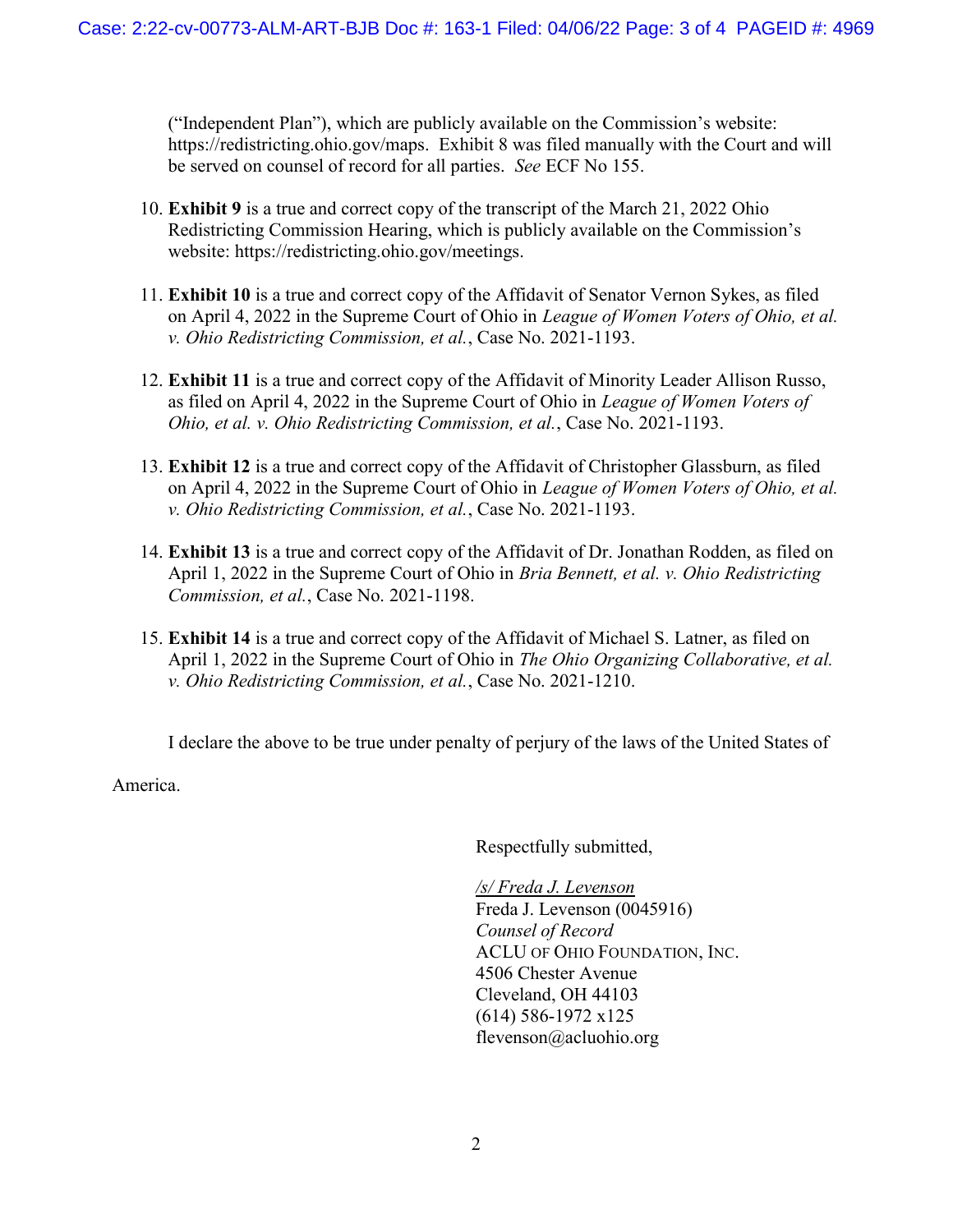("Independent Plan"), which are publicly available on the Commission's website: https://redistricting.ohio.gov/maps. Exhibit 8 was filed manually with the Court and will be served on counsel of record for all parties. *See* ECF No 155.

10. **Exhibit 9** is a true and correct copy of the transcript of the March 21, 2022 Ohio Redistricting Commission Hearing, which is publicly available on the Commission's website: https://redistricting.ohio.gov/meetings.

11. **Exhibit 10** is a true and correct copy of the Affidavit of Senator Vernon Sykes, as filed on April 4, 2022 in the Supreme Court of Ohio in *League of Women Voters of Ohio, et al. v. Ohio Redistricting Commission, et al.*, Case No. 2021-1193.

12. **Exhibit 11** is a true and correct copy of the Affidavit of Minority Leader Allison Russo, as filed on April 4, 2022 in the Supreme Court of Ohio in *League of Women Voters of Ohio, et al. v. Ohio Redistricting Commission, et al.*, Case No. 2021-1193.

13. **Exhibit 12** is a true and correct copy of the Affidavit of Christopher Glassburn, as filed on April 4, 2022 in the Supreme Court of Ohio in *League of Women Voters of Ohio, et al. v. Ohio Redistricting Commission, et al.*, Case No. 2021-1193.

14. **Exhibit 13** is a true and correct copy of the Affidavit of Dr. Jonathan Rodden, as filed on April 1, 2022 in the Supreme Court of Ohio in *Bria Bennett, et al. v. Ohio Redistricting Commission, et al.*, Case No. 2021-1198.

15. **Exhibit 14** is a true and correct copy of the Affidavit of Michael S. Latner, as filed on April 1, 2022 in the Supreme Court of Ohio in *The Ohio Organizing Collaborative, et al. v. Ohio Redistricting Commission, et al.*, Case No. 2021-1210.

I declare the above to be true under penalty of perjury of the laws of the United States of America.

Respectfully submitted,

/s/ Freda J. Levenson
Freda J. Levenson (0045916)
*Counsel of Record*
ACLU OF OHIO FOUNDATION, INC.
4506 Chester Avenue
Cleveland, OH 44103
(614) 586-1972 x125
flevenson@acluohio.org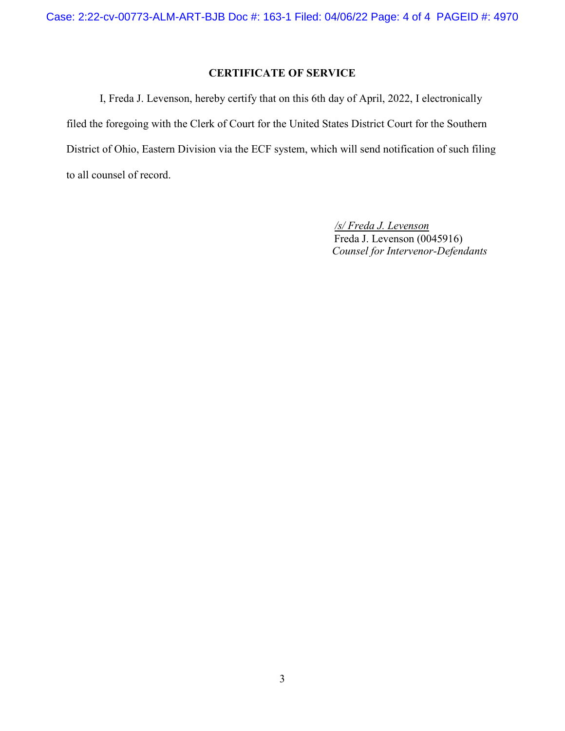## CERTIFICATE OF SERVICE

I, Freda J. Levenson, hereby certify that on this 6th day of April, 2022, I electronically filed the foregoing with the Clerk of Court for the United States District Court for the Southern District of Ohio, Eastern Division via the ECF system, which will send notification of such filing to all counsel of record.

/s/ Freda J. Levenson
Freda J. Levenson (0045916)
*Counsel for Intervenor-Defendants*